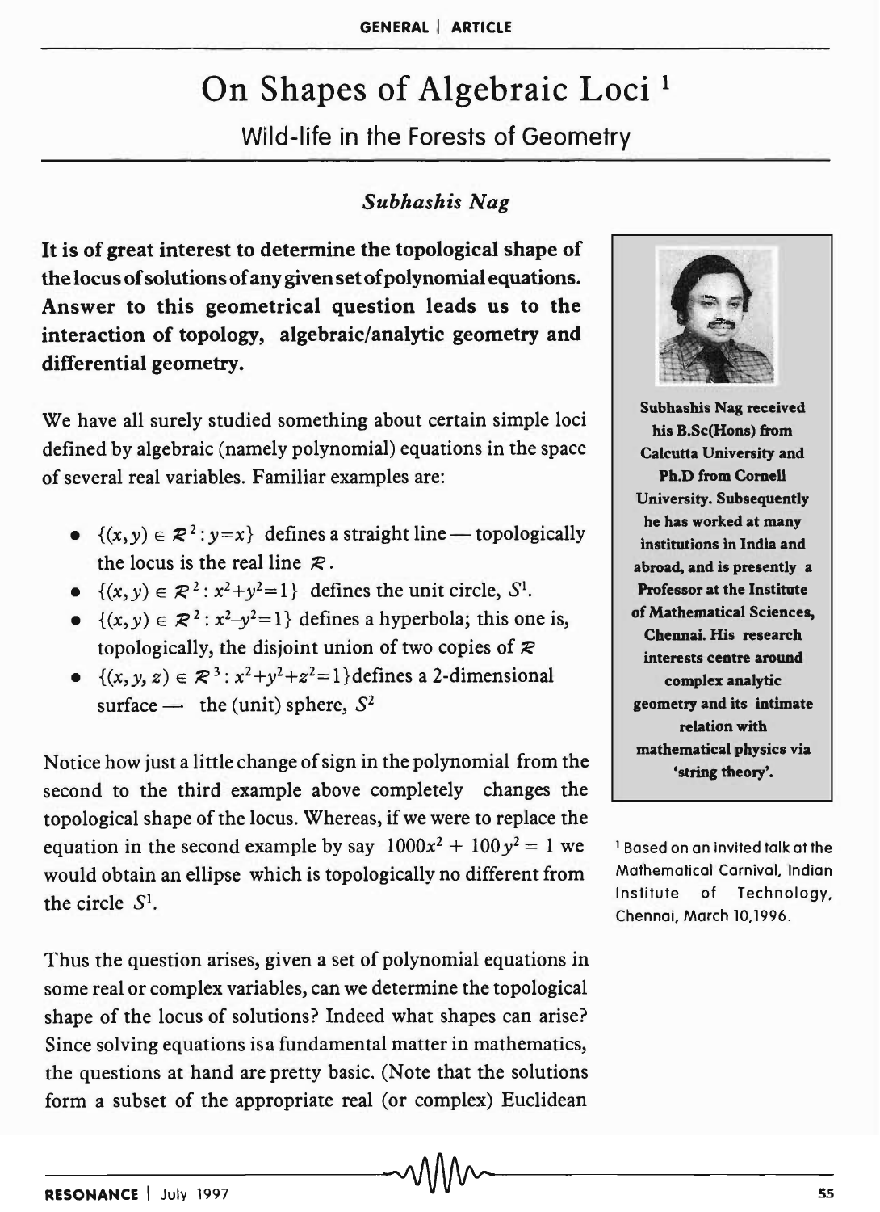# On Shapes of Algebraic Loci [1]

## Wild-life in the Forests of Geometry

*Subhashis Nag*

**It is of great interest to determine the topological shape of the locus of solutions of any given set of polynomial equations. Answer to this geometrical question leads us to the interaction of topology, algebraic/analytic geometry and differential geometry.**

We have all surely studied something about certain simple loci defined by algebraic (namely polynomial) equations in the space of several real variables. Familiar examples are:

- $\{(x,y) \in \mathcal{R}^2 : y = x\}$ defines a straight line — topologically the locus is the real line $\mathcal{R}$.
- $\{(x,y) \in \mathcal{R}^2 : x^2+y^2=1\}$ defines the unit circle, $S^1$.
- $\{(x,y) \in \mathcal{R}^2 : x^2-y^2=1\}$ defines a hyperbola; this one is, topologically, the disjoint union of two copies of $\mathcal{R}$
- $\{(x,y,z) \in \mathcal{R}^3 : x^2+y^2+z^2=1\}$ defines a 2-dimensional surface — the (unit) sphere, $S^2$

Notice how just a little change of sign in the polynomial from the second to the third example above completely changes the topological shape of the locus. Whereas, if we were to replace the equation in the second example by say $1000x^2 + 100y^2 = 1$ we would obtain an ellipse which is topologically no different from the circle $S^1$.

Thus the question arises, given a set of polynomial equations in some real or complex variables, can we determine the topological shape of the locus of solutions? Indeed what shapes can arise? Since solving equations is a fundamental matter in mathematics, the questions at hand are pretty basic. (Note that the solutions form a subset of the appropriate real (or complex) Euclidean

Subhashis Nag received his B.Sc(Hons) from Calcutta University and Ph.D from Cornell University. Subsequently he has worked at many institutions in India and abroad, and is presently a Professor at the Institute of Mathematical Sciences, Chennai. His research interests centre around complex analytic geometry and its intimate relation with mathematical physics via 'string theory'.

[1] Based on an invited talk at the Mathematical Carnival, Indian Institute of Technology, Chennai, March 10,1996.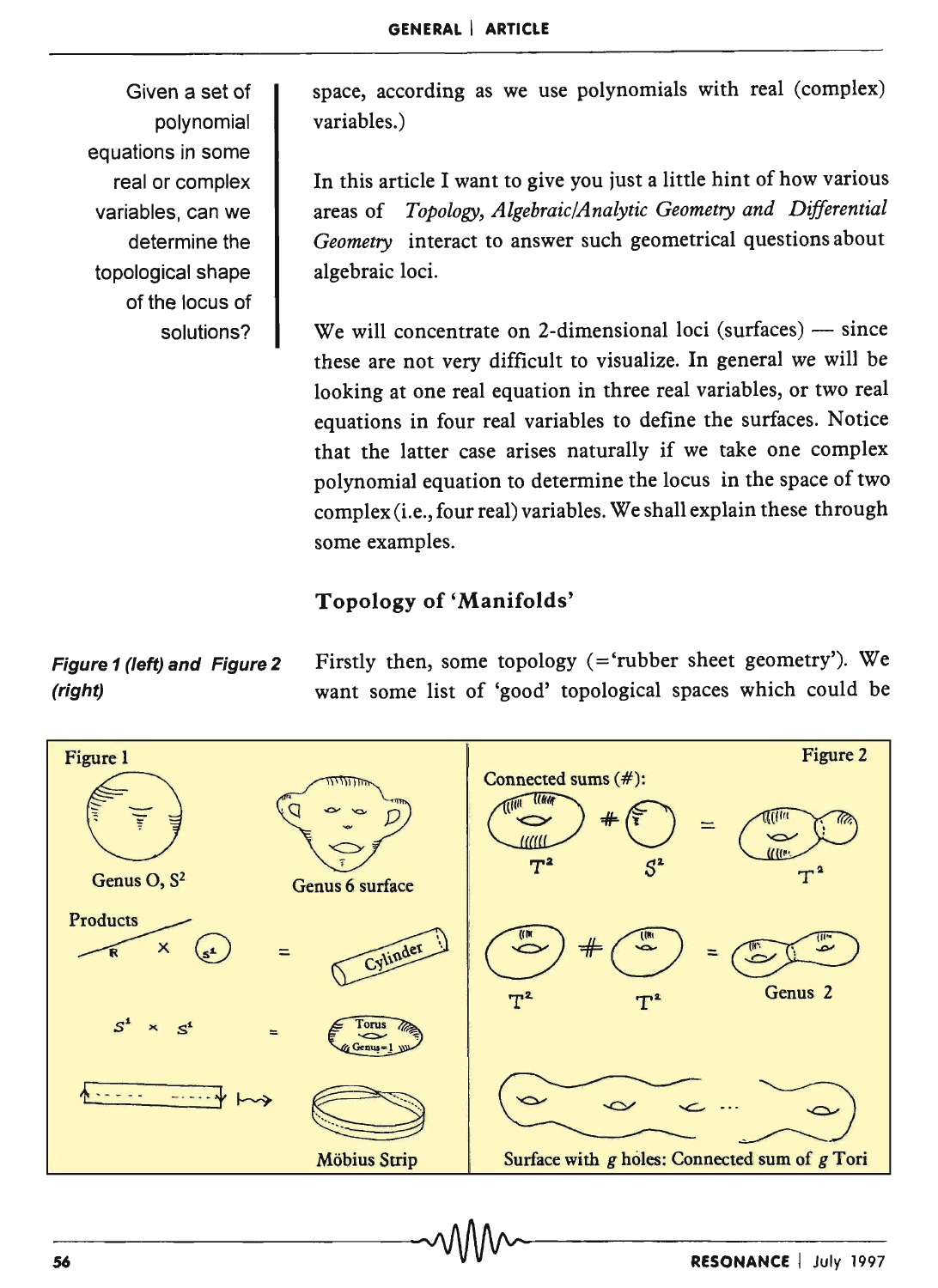Given a set of polynomial equations in some real or complex variables, can we determine the topological shape of the locus of solutions?

space, according as we use polynomials with real (complex) variables.)

In this article I want to give you just a little hint of how various areas of *Topology, Algebraic/Analytic Geometry and Differential Geometry* interact to answer such geometrical questions about algebraic loci.

We will concentrate on 2-dimensional loci (surfaces) — since these are not very difficult to visualize. In general we will be looking at one real equation in three real variables, or two real equations in four real variables to define the surfaces. Notice that the latter case arises naturally if we take one complex polynomial equation to determine the locus in the space of two complex (i.e., four real) variables. We shall explain these through some examples.

## Topology of 'Manifolds'

*Figure 1 (left) and Figure 2 (right)*

Firstly then, some topology (='rubber sheet geometry'). We want some list of 'good' topological spaces which could be

Figure 1

Genus O, $S^2$

Genus 6 surface

Products

$\mathbb{R} \times S^1$ = Cylinder

$S^1 \times S^1$ = Torus (Genus=1)

Möbius Strip

Figure 2

Connected sums (#):

$T^2 \# S^2 = T^2$

$T^2 \# T^2 =$ Genus 2

Surface with $g$ holes: Connected sum of $g$ Tori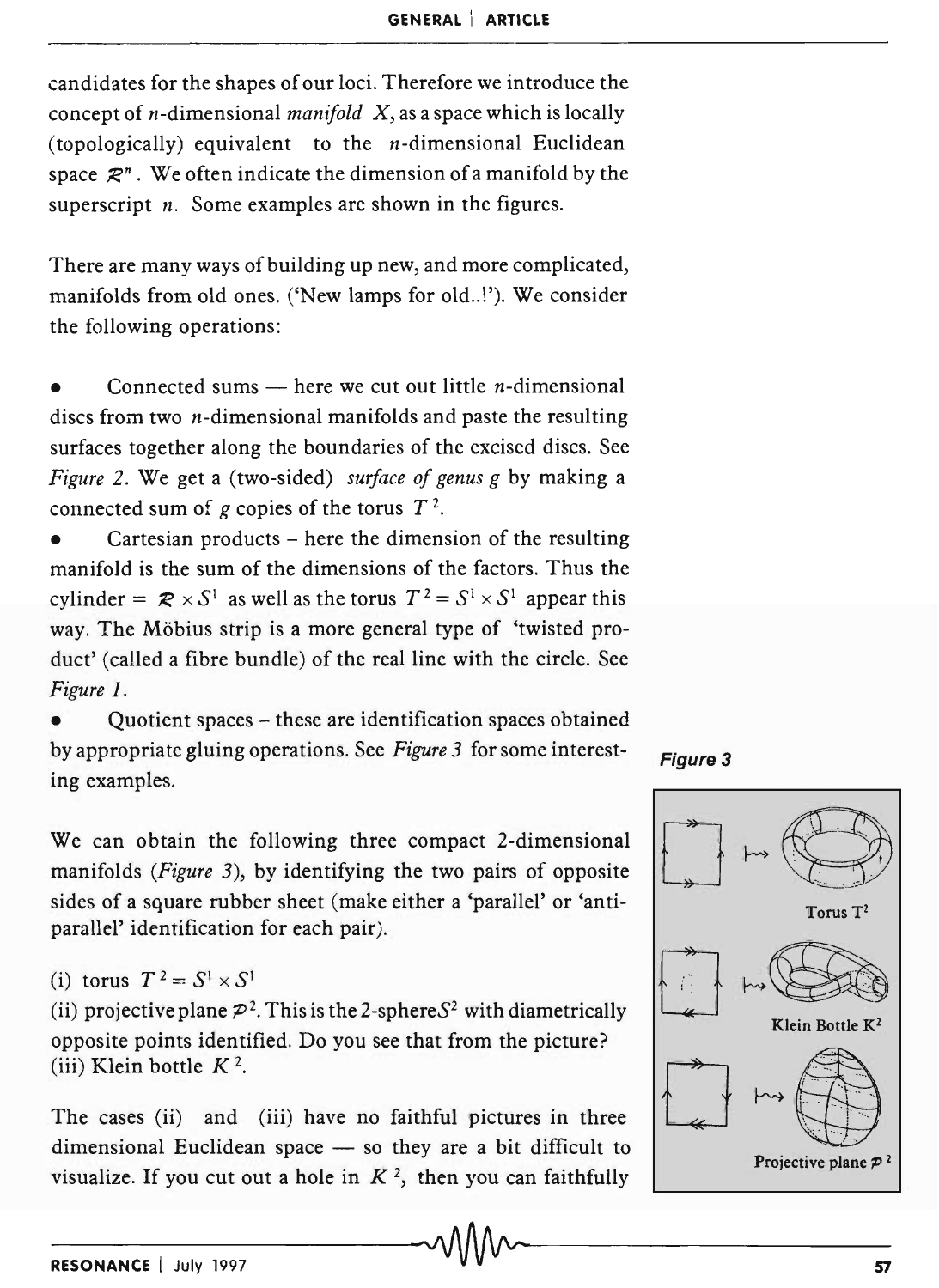candidates for the shapes of our loci. Therefore we introduce the concept of $n$-dimensional *manifold* $X$, as a space which is locally (topologically) equivalent to the $n$-dimensional Euclidean space $\mathcal{R}^n$. We often indicate the dimension of a manifold by the superscript $n$. Some examples are shown in the figures.

There are many ways of building up new, and more complicated, manifolds from old ones. ('New lamps for old..!'). We consider the following operations:

- Connected sums — here we cut out little $n$-dimensional discs from two $n$-dimensional manifolds and paste the resulting surfaces together along the boundaries of the excised discs. See *Figure 2*. We get a (two-sided) *surface of genus g* by making a connected sum of $g$ copies of the torus $T^2$.
- Cartesian products – here the dimension of the resulting manifold is the sum of the dimensions of the factors. Thus the cylinder = $\mathcal{R} \times S^1$ as well as the torus $T^2 = S^1 \times S^1$ appear this way. The Möbius strip is a more general type of 'twisted product' (called a fibre bundle) of the real line with the circle. See *Figure 1*.
- Quotient spaces – these are identification spaces obtained by appropriate gluing operations. See *Figure 3* for some interesting examples.

We can obtain the following three compact 2-dimensional manifolds (*Figure 3*), by identifying the two pairs of opposite sides of a square rubber sheet (make either a 'parallel' or 'anti-parallel' identification for each pair).

(i) torus $T^2 = S^1 \times S^1$
(ii) projective plane $\mathcal{P}^2$. This is the 2-sphere $S^2$ with diametrically opposite points identified. Do you see that from the picture?
(iii) Klein bottle $K^2$.

The cases (ii) and (iii) have no faithful pictures in three dimensional Euclidean space — so they are a bit difficult to visualize. If you cut out a hole in $K^2$, then you can faithfully

**Figure 3**

Torus $T^2$

Klein Bottle $K^2$

Projective plane $\mathcal{P}^2$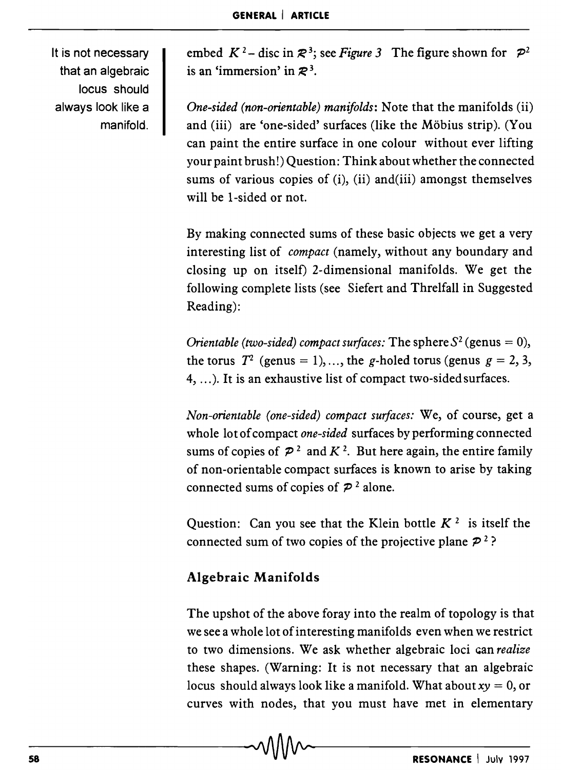It is not necessary that an algebraic locus should always look like a manifold.

embed $K^2$– disc in $\mathcal{R}^3$; see *Figure 3* The figure shown for $\mathcal{P}^2$ is an 'immersion' in $\mathcal{R}^3$.

*One-sided (non-orientable) manifolds*: Note that the manifolds (ii) and (iii) are 'one-sided' surfaces (like the Möbius strip). (You can paint the entire surface in one colour without ever lifting your paint brush!) Question: Think about whether the connected sums of various copies of (i), (ii) and(iii) amongst themselves will be 1-sided or not.

By making connected sums of these basic objects we get a very interesting list of *compact* (namely, without any boundary and closing up on itself) 2-dimensional manifolds. We get the following complete lists (see Siefert and Threlfall in Suggested Reading):

*Orientable (two-sided) compact surfaces:* The sphere $S^2$ (genus = 0), the torus $T^2$ (genus = 1),..., the $g$-holed torus (genus $g$ = 2, 3, 4, ...). It is an exhaustive list of compact two-sided surfaces.

*Non-orientable (one-sided) compact surfaces:* We, of course, get a whole lot of compact *one-sided* surfaces by performing connected sums of copies of $\mathcal{P}^2$ and $K^2$. But here again, the entire family of non-orientable compact surfaces is known to arise by taking connected sums of copies of $\mathcal{P}^2$ alone.

Question: Can you see that the Klein bottle $K^2$ is itself the connected sum of two copies of the projective plane $\mathcal{P}^2$?

## Algebraic Manifolds

The upshot of the above foray into the realm of topology is that we see a whole lot of interesting manifolds even when we restrict to two dimensions. We ask whether algebraic loci can *realize* these shapes. (Warning: It is not necessary that an algebraic locus should always look like a manifold. What about $xy = 0$, or curves with nodes, that you must have met in elementary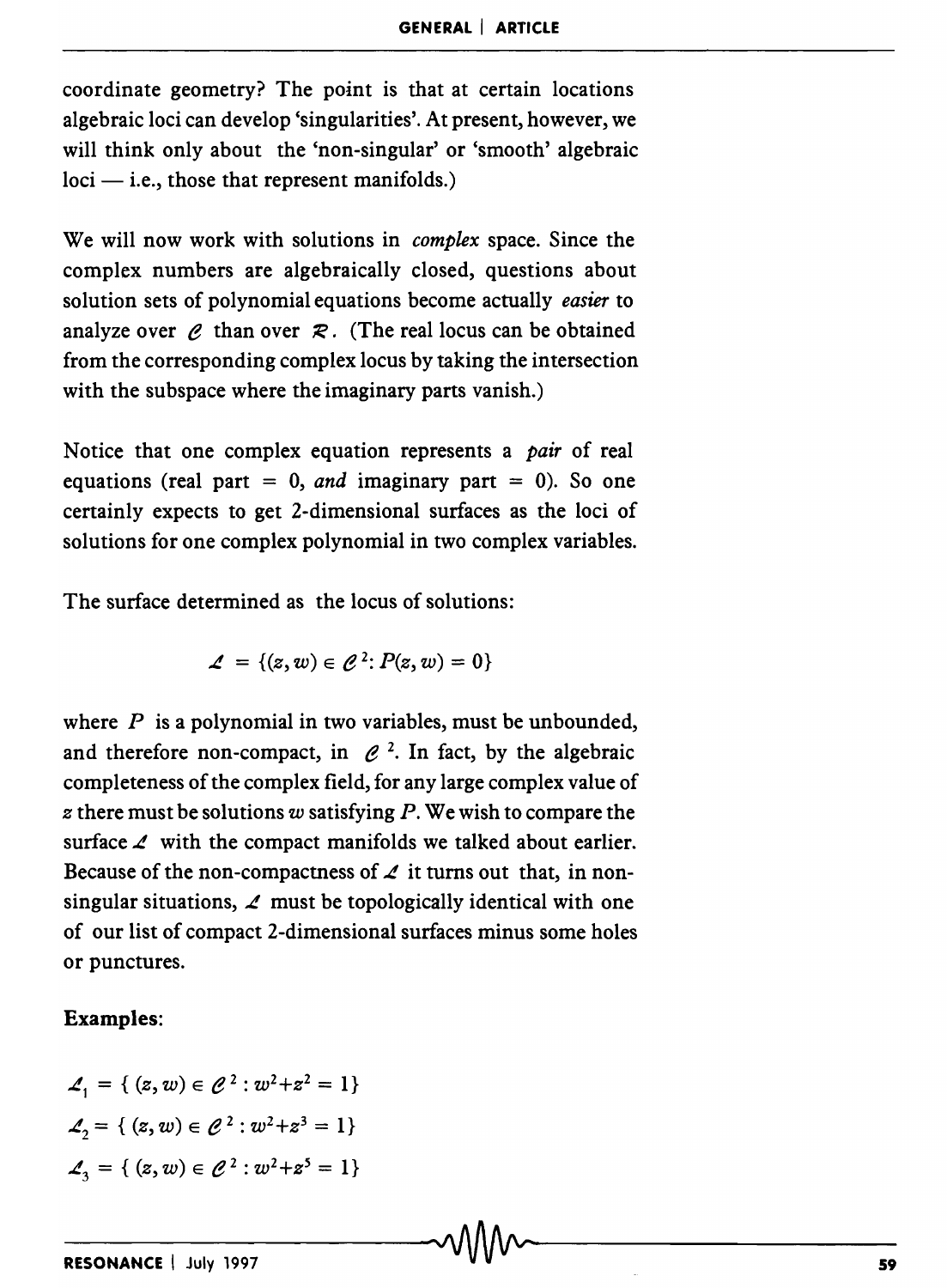coordinate geometry? The point is that at certain locations algebraic loci can develop 'singularities'. At present, however, we will think only about the 'non-singular' or 'smooth' algebraic loci — i.e., those that represent manifolds.)

We will now work with solutions in *complex* space. Since the complex numbers are algebraically closed, questions about solution sets of polynomial equations become actually *easier* to analyze over $\mathcal{C}$ than over $\mathcal{R}$. (The real locus can be obtained from the corresponding complex locus by taking the intersection with the subspace where the imaginary parts vanish.)

Notice that one complex equation represents a *pair* of real equations (real part = 0, *and* imaginary part = 0). So one certainly expects to get 2-dimensional surfaces as the loci of solutions for one complex polynomial in two complex variables.

The surface determined as the locus of solutions:

$$\mathcal{L} = \{(z, w) \in \mathcal{C}^2 : P(z, w) = 0\}$$

where $P$ is a polynomial in two variables, must be unbounded, and therefore non-compact, in $\mathcal{C}^2$. In fact, by the algebraic completeness of the complex field, for any large complex value of $z$ there must be solutions $w$ satisfying $P$. We wish to compare the surface $\mathcal{L}$ with the compact manifolds we talked about earlier. Because of the non-compactness of $\mathcal{L}$ it turns out that, in non-singular situations, $\mathcal{L}$ must be topologically identical with one of our list of compact 2-dimensional surfaces minus some holes or punctures.

**Examples:**

$$\mathcal{L}_1 = \{ (z, w) \in \mathcal{C}^2 : w^2 + z^2 = 1\}$$

$$\mathcal{L}_2 = \{ (z, w) \in \mathcal{C}^2 : w^2 + z^3 = 1\}$$

$$\mathcal{L}_3 = \{ (z, w) \in \mathcal{C}^2 : w^2 + z^5 = 1\}$$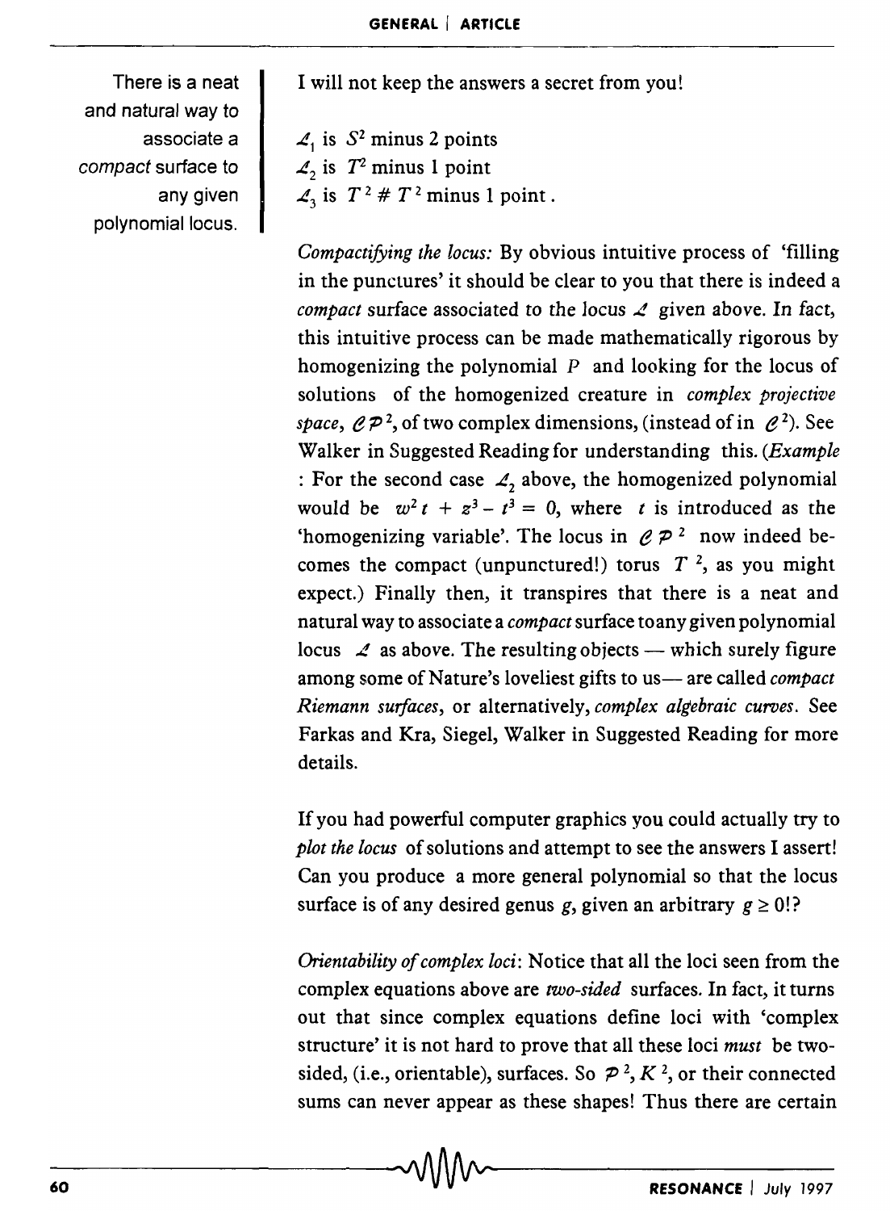I will not keep the answers a secret from you!

$\mathcal{L}_1$ is $S^2$ minus 2 points
$\mathcal{L}_2$ is $T^2$ minus 1 point
$\mathcal{L}_3$ is $T^2 \# T^2$ minus 1 point.

There is a neat and natural way to associate a *compact* surface to any given polynomial locus.

*Compactifying the locus:* By obvious intuitive process of 'filling in the punctures' it should be clear to you that there is indeed a *compact* surface associated to the locus $\mathcal{L}$ given above. In fact, this intuitive process can be made mathematically rigorous by homogenizing the polynomial $P$ and looking for the locus of solutions of the homogenized creature in *complex projective space*, $\mathcal{CP}^2$, of two complex dimensions, (instead of in $\mathcal{C}^2$). See Walker in Suggested Reading for understanding this. (*Example* : For the second case $\mathcal{L}_2$ above, the homogenized polynomial would be $w^2 t + z^3 - t^3 = 0$, where $t$ is introduced as the 'homogenizing variable'. The locus in $\mathcal{CP}^2$ now indeed becomes the compact (unpunctured!) torus $T^2$, as you might expect.) Finally then, it transpires that there is a neat and natural way to associate a *compact* surface to any given polynomial locus $\mathcal{L}$ as above. The resulting objects — which surely figure among some of Nature's loveliest gifts to us— are called *compact Riemann surfaces*, or alternatively, *complex algebraic curves*. See Farkas and Kra, Siegel, Walker in Suggested Reading for more details.

If you had powerful computer graphics you could actually try to *plot the locus* of solutions and attempt to see the answers I assert! Can you produce a more general polynomial so that the locus surface is of any desired genus $g$, given an arbitrary $g \geq 0$!?

*Orientability of complex loci*: Notice that all the loci seen from the complex equations above are *two-sided* surfaces. In fact, it turns out that since complex equations define loci with 'complex structure' it is not hard to prove that all these loci *must* be two-sided, (i.e., orientable), surfaces. So $\mathcal{P}^2$, $K^2$, or their connected sums can never appear as these shapes! Thus there are certain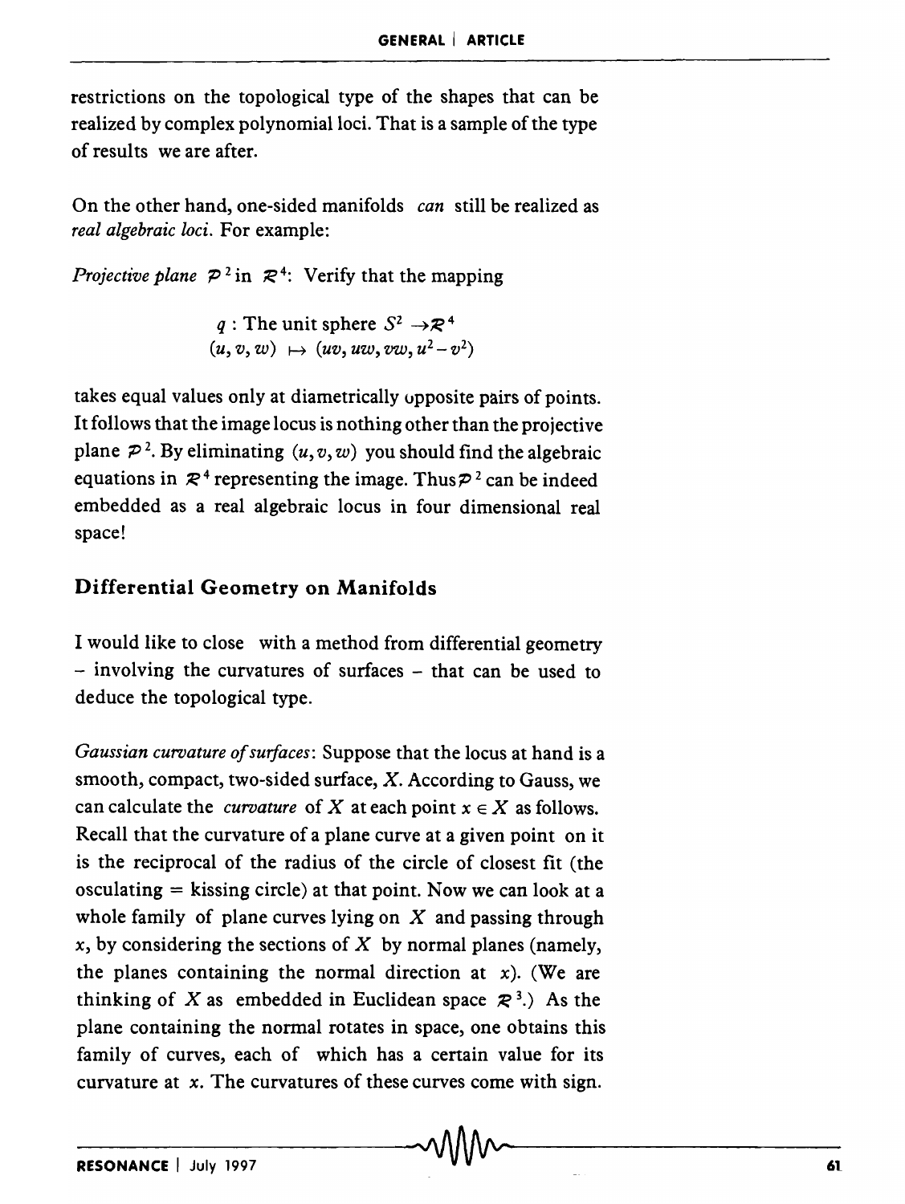restrictions on the topological type of the shapes that can be realized by complex polynomial loci. That is a sample of the type of results we are after.

On the other hand, one-sided manifolds *can* still be realized as *real algebraic loci*. For example:

*Projective plane* $\mathcal{P}^2$ in $\mathcal{R}^4$: Verify that the mapping

$$q : \text{The unit sphere } S^2 \rightarrow \mathcal{R}^4$$
$$(u, v, w) \mapsto (uv, uw, vw, u^2 - v^2)$$

takes equal values only at diametrically opposite pairs of points. It follows that the image locus is nothing other than the projective plane $\mathcal{P}^2$. By eliminating $(u, v, w)$ you should find the algebraic equations in $\mathcal{R}^4$ representing the image. Thus $\mathcal{P}^2$ can be indeed embedded as a real algebraic locus in four dimensional real space!

## Differential Geometry on Manifolds

I would like to close with a method from differential geometry – involving the curvatures of surfaces – that can be used to deduce the topological type.

*Gaussian curvature of surfaces*: Suppose that the locus at hand is a smooth, compact, two-sided surface, $X$. According to Gauss, we can calculate the *curvature* of $X$ at each point $x \in X$ as follows. Recall that the curvature of a plane curve at a given point on it is the reciprocal of the radius of the circle of closest fit (the osculating = kissing circle) at that point. Now we can look at a whole family of plane curves lying on $X$ and passing through $x$, by considering the sections of $X$ by normal planes (namely, the planes containing the normal direction at $x$). (We are thinking of $X$ as embedded in Euclidean space $\mathcal{R}^3$.) As the plane containing the normal rotates in space, one obtains this family of curves, each of which has a certain value for its curvature at $x$. The curvatures of these curves come with sign.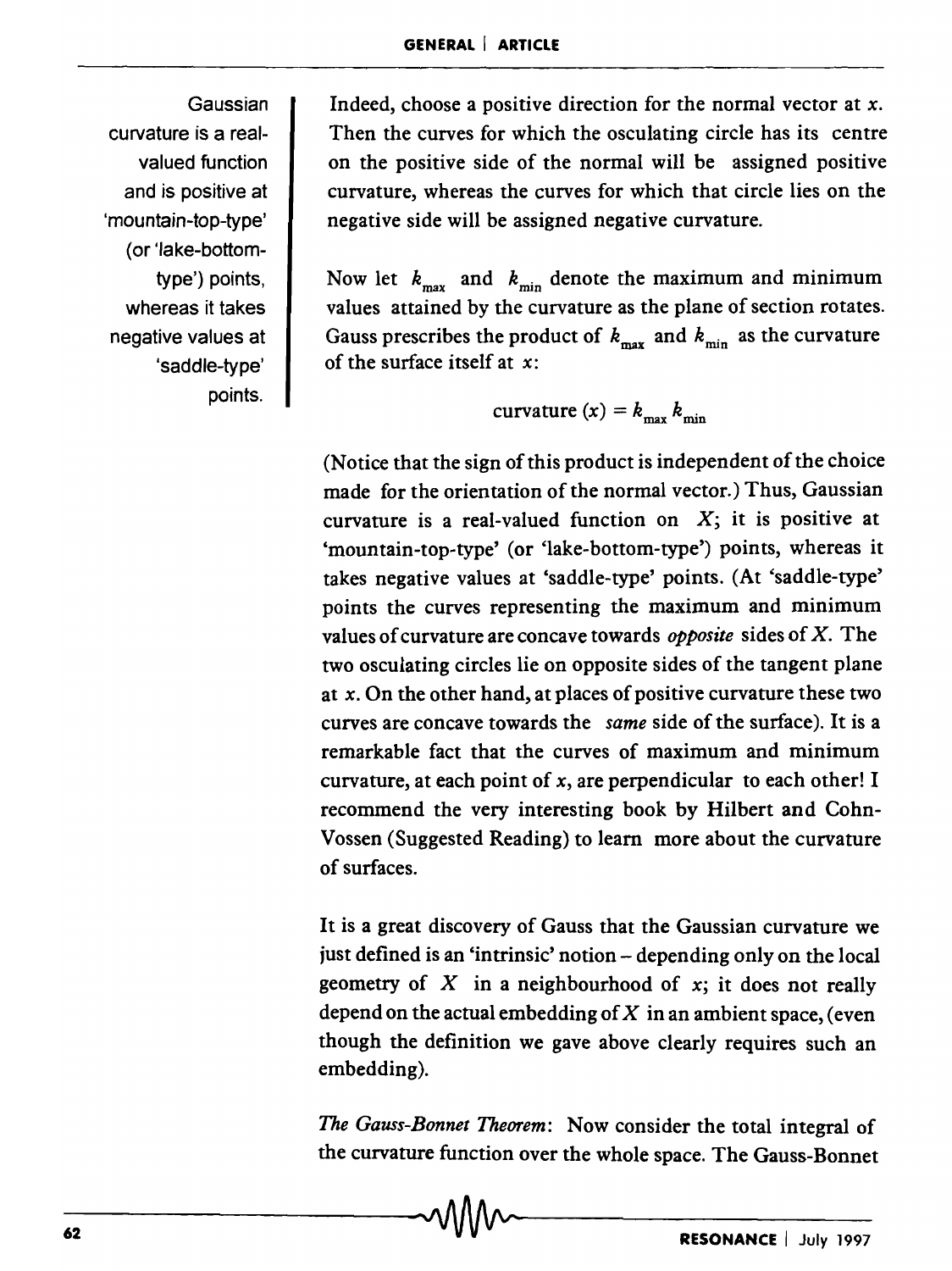Gaussian curvature is a real-valued function and is positive at 'mountain-top-type' (or 'lake-bottom-type') points, whereas it takes negative values at 'saddle-type' points.

Indeed, choose a positive direction for the normal vector at $x$. Then the curves for which the osculating circle has its centre on the positive side of the normal will be assigned positive curvature, whereas the curves for which that circle lies on the negative side will be assigned negative curvature.

Now let $k_{max}$ and $k_{min}$ denote the maximum and minimum values attained by the curvature as the plane of section rotates. Gauss prescribes the product of $k_{max}$ and $k_{min}$ as the curvature of the surface itself at $x$:

$$\text{curvature}(x) = k_{max}\, k_{min}$$

(Notice that the sign of this product is independent of the choice made for the orientation of the normal vector.) Thus, Gaussian curvature is a real-valued function on $X$; it is positive at 'mountain-top-type' (or 'lake-bottom-type') points, whereas it takes negative values at 'saddle-type' points. (At 'saddle-type' points the curves representing the maximum and minimum values of curvature are concave towards *opposite* sides of $X$. The two osculating circles lie on opposite sides of the tangent plane at $x$. On the other hand, at places of positive curvature these two curves are concave towards the *same* side of the surface). It is a remarkable fact that the curves of maximum and minimum curvature, at each point of $x$, are perpendicular to each other! I recommend the very interesting book by Hilbert and Cohn-Vossen (Suggested Reading) to learn more about the curvature of surfaces.

It is a great discovery of Gauss that the Gaussian curvature we just defined is an 'intrinsic' notion – depending only on the local geometry of $X$ in a neighbourhood of $x$; it does not really depend on the actual embedding of $X$ in an ambient space, (even though the definition we gave above clearly requires such an embedding).

*The Gauss-Bonnet Theorem*: Now consider the total integral of the curvature function over the whole space. The Gauss-Bonnet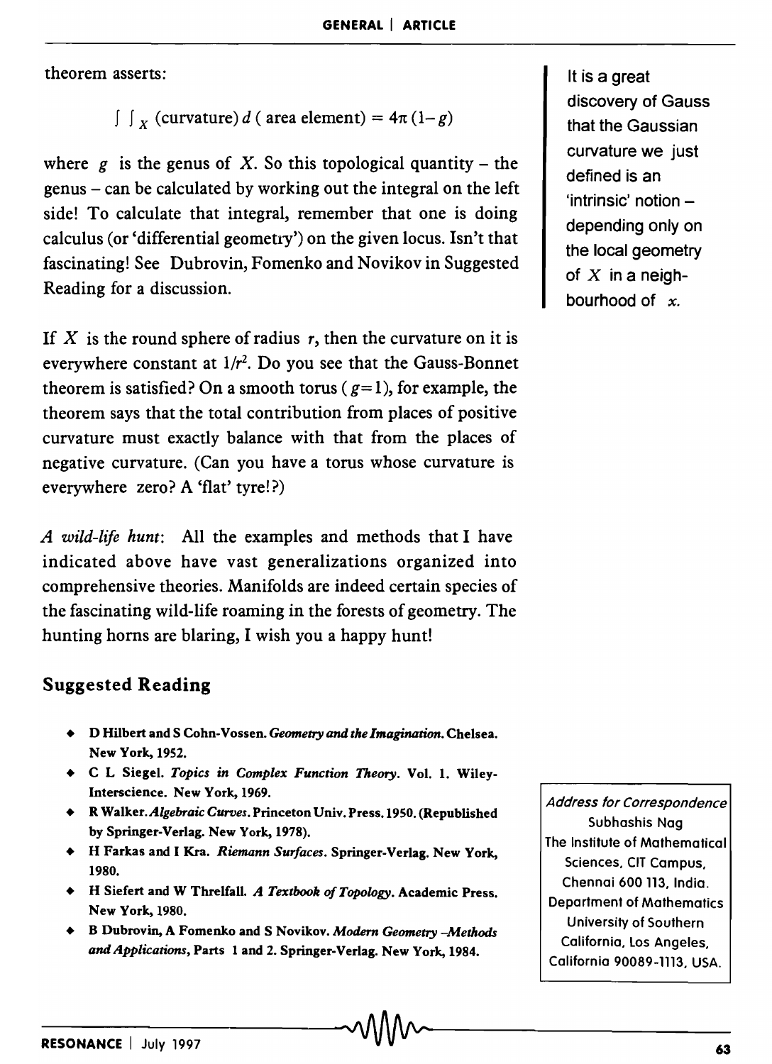theorem asserts:

$$\int\int_X (\text{curvature})\, d(\text{ area element}) = 4\pi(1-g)$$

where $g$ is the genus of $X$. So this topological quantity – the genus – can be calculated by working out the integral on the left side! To calculate that integral, remember that one is doing calculus (or 'differential geometry') on the given locus. Isn't that fascinating! See Dubrovin, Fomenko and Novikov in Suggested Reading for a discussion.

It is a great discovery of Gauss that the Gaussian curvature we just defined is an 'intrinsic' notion – depending only on the local geometry of $X$ in a neighbourhood of $x$.

If $X$ is the round sphere of radius $r$, then the curvature on it is everywhere constant at $1/r^2$. Do you see that the Gauss-Bonnet theorem is satisfied? On a smooth torus ($g=1$), for example, the theorem says that the total contribution from places of positive curvature must exactly balance with that from the places of negative curvature. (Can you have a torus whose curvature is everywhere zero? A 'flat' tyre!?)

*A wild-life hunt*: All the examples and methods that I have indicated above have vast generalizations organized into comprehensive theories. Manifolds are indeed certain species of the fascinating wild-life roaming in the forests of geometry. The hunting horns are blaring, I wish you a happy hunt!

## Suggested Reading

- D Hilbert and S Cohn-Vossen. *Geometry and the Imagination*. Chelsea. New York, 1952.
- C L Siegel. *Topics in Complex Function Theory*. Vol. 1. Wiley-Interscience. New York, 1969.
- R Walker. *Algebraic Curves*. Princeton Univ. Press. 1950. (Republished by Springer-Verlag. New York, 1978).
- H Farkas and I Kra. *Riemann Surfaces*. Springer-Verlag. New York, 1980.
- H Siefert and W Threlfall. *A Textbook of Topology*. Academic Press. New York, 1980.
- B Dubrovin, A Fomenko and S Novikov. *Modern Geometry –Methods and Applications*, Parts 1 and 2. Springer-Verlag. New York, 1984.

*Address for Correspondence*
Subhashis Nag
The Institute of Mathematical Sciences, CIT Campus, Chennai 600 113, India.
Department of Mathematics University of Southern California, Los Angeles, California 90089-1113, USA.